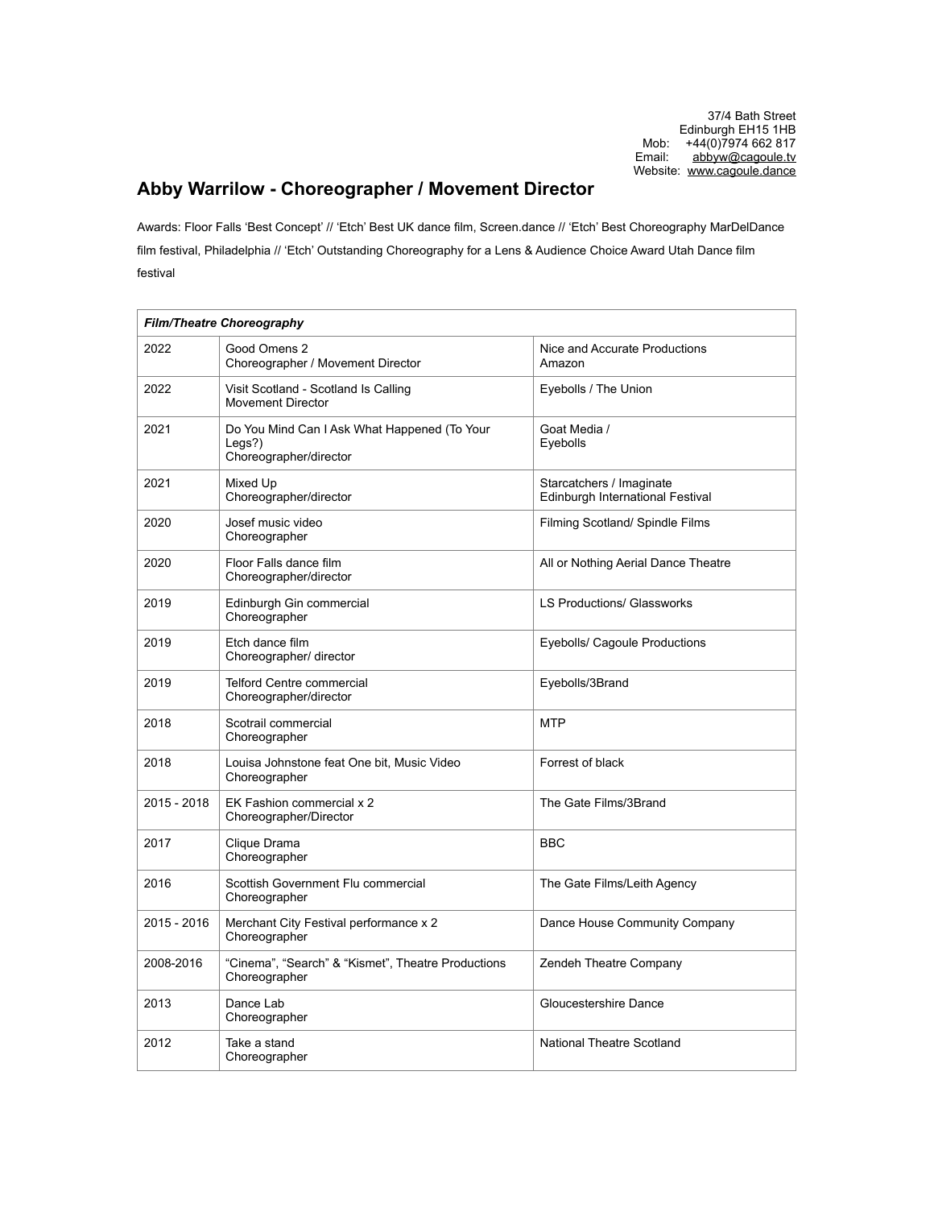37/4 Bath Street
Edinburgh EH15 1HB
Mob: +44(0)7974 662 817
Email: abbyw@cagoule.tv
Website: www.cagoule.dance

# Abby Warrilow - Choreographer / Movement Director

Awards: Floor Falls 'Best Concept' // 'Etch' Best UK dance film, Screen.dance // 'Etch' Best Choreography MarDelDance film festival, Philadelphia // 'Etch' Outstanding Choreography for a Lens & Audience Choice Award Utah Dance film festival

| ***Film/Theatre Choreography*** | | |
|---|---|---|
| 2022 | Good Omens 2<br>Choreographer / Movement Director | Nice and Accurate Productions<br>Amazon |
| 2022 | Visit Scotland - Scotland Is Calling<br>Movement Director | Eyebolls / The Union |
| 2021 | Do You Mind Can I Ask What Happened (To Your Legs?)<br>Choreographer/director | Goat Media /<br>Eyebolls |
| 2021 | Mixed Up<br>Choreographer/director | Starcatchers / Imaginate<br>Edinburgh International Festival |
| 2020 | Josef music video<br>Choreographer | Filming Scotland/ Spindle Films |
| 2020 | Floor Falls dance film<br>Choreographer/director | All or Nothing Aerial Dance Theatre |
| 2019 | Edinburgh Gin commercial<br>Choreographer | LS Productions/ Glassworks |
| 2019 | Etch dance film<br>Choreographer/ director | Eyebolls/ Cagoule Productions |
| 2019 | Telford Centre commercial<br>Choreographer/director | Eyebolls/3Brand |
| 2018 | Scotrail commercial<br>Choreographer | MTP |
| 2018 | Louisa Johnstone feat One bit, Music Video<br>Choreographer | Forrest of black |
| 2015 - 2018 | EK Fashion commercial x 2<br>Choreographer/Director | The Gate Films/3Brand |
| 2017 | Clique Drama<br>Choreographer | BBC |
| 2016 | Scottish Government Flu commercial<br>Choreographer | The Gate Films/Leith Agency |
| 2015 - 2016 | Merchant City Festival performance x 2<br>Choreographer | Dance House Community Company |
| 2008-2016 | "Cinema", "Search" & "Kismet", Theatre Productions<br>Choreographer | Zendeh Theatre Company |
| 2013 | Dance Lab<br>Choreographer | Gloucestershire Dance |
| 2012 | Take a stand<br>Choreographer | National Theatre Scotland |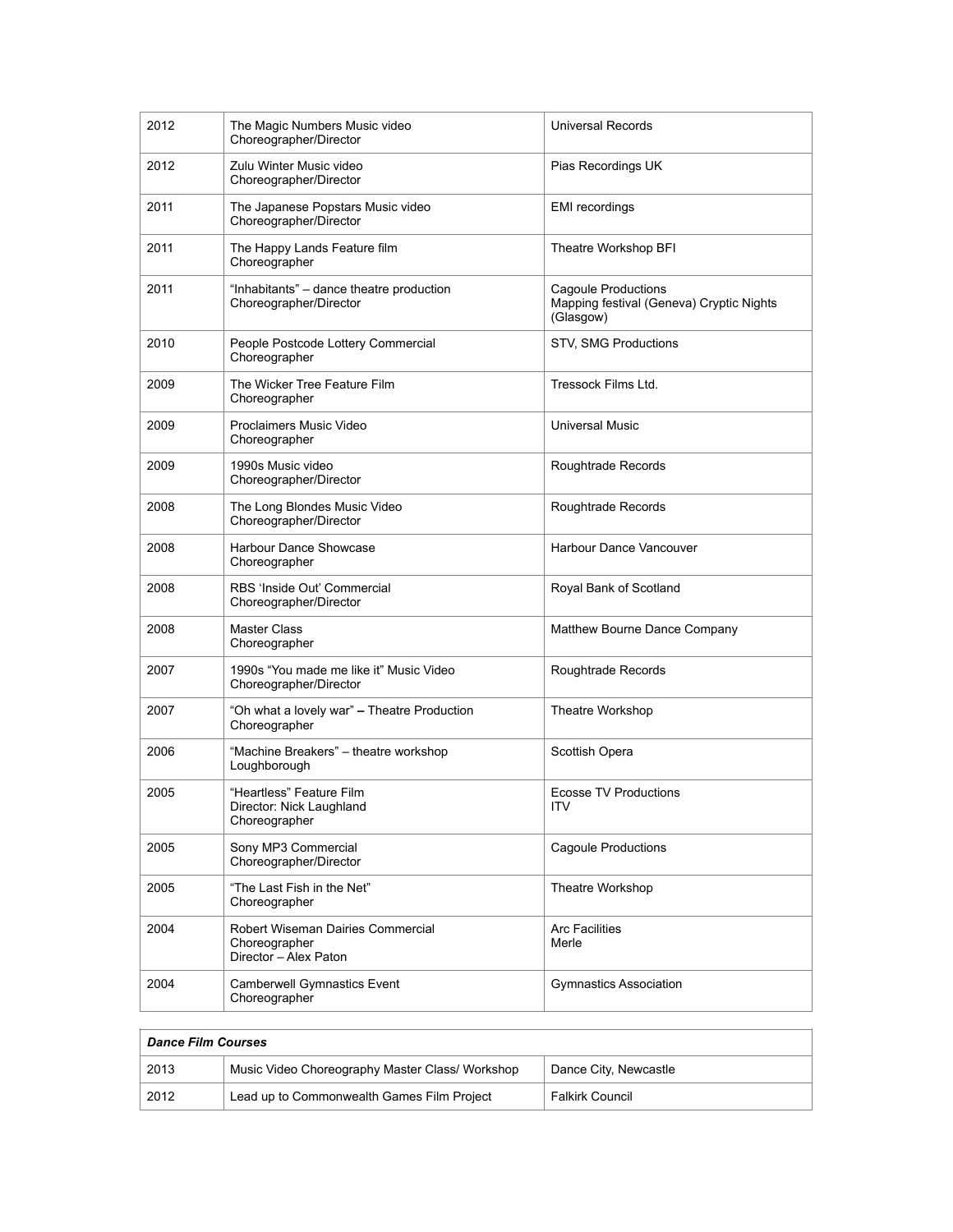| | | |
|---|---|---|
| 2012 | The Magic Numbers Music video<br>Choreographer/Director | Universal Records |
| 2012 | Zulu Winter Music video<br>Choreographer/Director | Pias Recordings UK |
| 2011 | The Japanese Popstars Music video<br>Choreographer/Director | EMI recordings |
| 2011 | The Happy Lands Feature film<br>Choreographer | Theatre Workshop BFI |
| 2011 | "Inhabitants" – dance theatre production<br>Choreographer/Director | Cagoule Productions<br>Mapping festival (Geneva) Cryptic Nights (Glasgow) |
| 2010 | People Postcode Lottery Commercial<br>Choreographer | STV, SMG Productions |
| 2009 | The Wicker Tree Feature Film<br>Choreographer | Tressock Films Ltd. |
| 2009 | Proclaimers Music Video<br>Choreographer | Universal Music |
| 2009 | 1990s Music video<br>Choreographer/Director | Roughtrade Records |
| 2008 | The Long Blondes Music Video<br>Choreographer/Director | Roughtrade Records |
| 2008 | Harbour Dance Showcase<br>Choreographer | Harbour Dance Vancouver |
| 2008 | RBS 'Inside Out' Commercial<br>Choreographer/Director | Royal Bank of Scotland |
| 2008 | Master Class<br>Choreographer | Matthew Bourne Dance Company |
| 2007 | 1990s "You made me like it" Music Video<br>Choreographer/Director | Roughtrade Records |
| 2007 | "Oh what a lovely war" **–** Theatre Production<br>Choreographer | Theatre Workshop |
| 2006 | "Machine Breakers" – theatre workshop<br>Loughborough | Scottish Opera |
| 2005 | "Heartless" Feature Film<br>Director: Nick Laughland<br>Choreographer | Ecosse TV Productions<br>ITV |
| 2005 | Sony MP3 Commercial<br>Choreographer/Director | Cagoule Productions |
| 2005 | "The Last Fish in the Net"<br>Choreographer | Theatre Workshop |
| 2004 | Robert Wiseman Dairies Commercial<br>Choreographer<br>Director – Alex Paton | Arc Facilities<br>Merle |
| 2004 | Camberwell Gymnastics Event<br>Choreographer | Gymnastics Association |

| ***Dance Film Courses*** | | |
|---|---|---|
| 2013 | Music Video Choreography Master Class/ Workshop | Dance City, Newcastle |
| 2012 | Lead up to Commonwealth Games Film Project | Falkirk Council |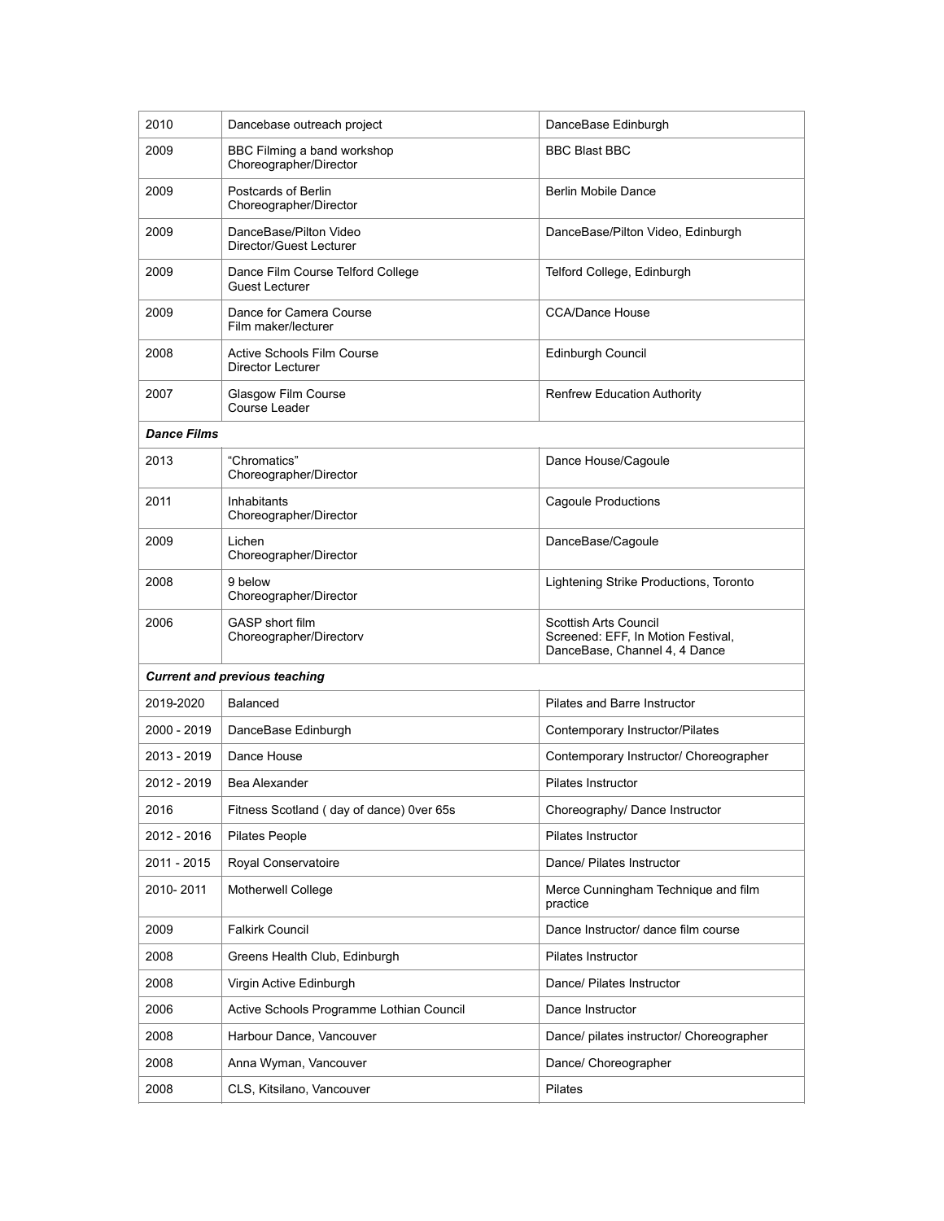| | | |
|---|---|---|
| 2010 | Dancebase outreach project | DanceBase Edinburgh |
| 2009 | BBC Filming a band workshop<br>Choreographer/Director | BBC Blast BBC |
| 2009 | Postcards of Berlin<br>Choreographer/Director | Berlin Mobile Dance |
| 2009 | DanceBase/Pilton Video<br>Director/Guest Lecturer | DanceBase/Pilton Video, Edinburgh |
| 2009 | Dance Film Course Telford College<br>Guest Lecturer | Telford College, Edinburgh |
| 2009 | Dance for Camera Course<br>Film maker/lecturer | CCA/Dance House |
| 2008 | Active Schools Film Course<br>Director Lecturer | Edinburgh Council |
| 2007 | Glasgow Film Course<br>Course Leader | Renfrew Education Authority |
| ***Dance Films*** | | |
| 2013 | “Chromatics”<br>Choreographer/Director | Dance House/Cagoule |
| 2011 | Inhabitants<br>Choreographer/Director | Cagoule Productions |
| 2009 | Lichen<br>Choreographer/Director | DanceBase/Cagoule |
| 2008 | 9 below<br>Choreographer/Director | Lightening Strike Productions, Toronto |
| 2006 | GASP short film<br>Choreographer/Directorv | Scottish Arts Council<br>Screened: EFF, In Motion Festival, DanceBase, Channel 4, 4 Dance |
| ***Current and previous teaching*** | | |
| 2019-2020 | Balanced | Pilates and Barre Instructor |
| 2000 - 2019 | DanceBase Edinburgh | Contemporary Instructor/Pilates |
| 2013 - 2019 | Dance House | Contemporary Instructor/ Choreographer |
| 2012 - 2019 | Bea Alexander | Pilates Instructor |
| 2016 | Fitness Scotland ( day of dance) 0ver 65s | Choreography/ Dance Instructor |
| 2012 - 2016 | Pilates People | Pilates Instructor |
| 2011 - 2015 | Royal Conservatoire | Dance/ Pilates Instructor |
| 2010- 2011 | Motherwell College | Merce Cunningham Technique and film practice |
| 2009 | Falkirk Council | Dance Instructor/ dance film course |
| 2008 | Greens Health Club, Edinburgh | Pilates Instructor |
| 2008 | Virgin Active Edinburgh | Dance/ Pilates Instructor |
| 2006 | Active Schools Programme Lothian Council | Dance Instructor |
| 2008 | Harbour Dance, Vancouver | Dance/ pilates instructor/ Choreographer |
| 2008 | Anna Wyman, Vancouver | Dance/ Choreographer |
| 2008 | CLS, Kitsilano, Vancouver | Pilates |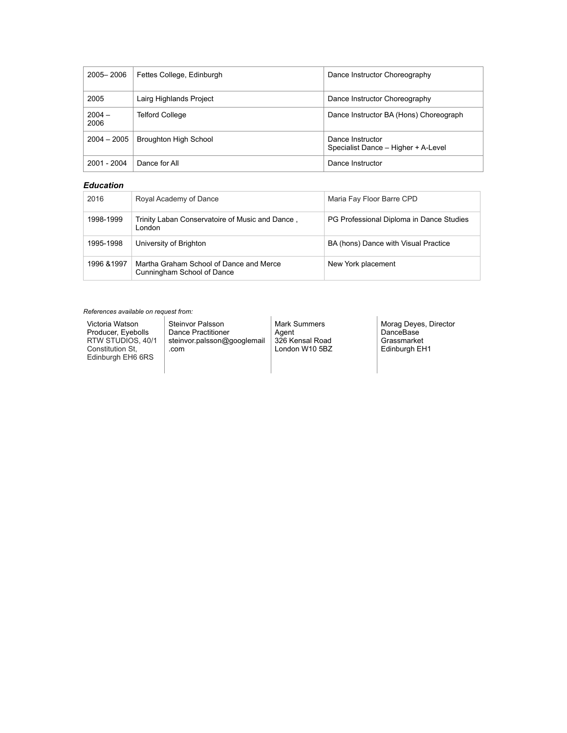| | | |
|---|---|---|
| 2005– 2006 | Fettes College, Edinburgh | Dance Instructor Choreography |
| 2005 | Lairg Highlands Project | Dance Instructor Choreography |
| 2004 – 2006 | Telford College | Dance Instructor BA (Hons) Choreograph |
| 2004 – 2005 | Broughton High School | Dance Instructor<br>Specialist Dance – Higher + A-Level |
| 2001 - 2004 | Dance for All | Dance Instructor |

***Education***

| | | |
|---|---|---|
| 2016 | Royal Academy of Dance | Maria Fay Floor Barre CPD |
| 1998-1999 | Trinity Laban Conservatoire of Music and Dance , London | PG Professional Diploma in Dance Studies |
| 1995-1998 | University of Brighton | BA (hons) Dance with Visual Practice |
| 1996 &1997 | Martha Graham School of Dance and Merce Cunningham School of Dance | New York placement |

*References available on request from:*

| | | | |
|---|---|---|---|
| Victoria Watson<br>Producer, Eyebolls<br>RTW STUDIOS, 40/1 Constitution St, Edinburgh EH6 6RS | Steinvor Palsson<br>Dance Practitioner<br>steinvor.palsson@googlemail.com | Mark Summers<br>Agent<br>326 Kensal Road<br>London W10 5BZ | Morag Deyes, Director<br>DanceBase<br>Grassmarket<br>Edinburgh EH1 |